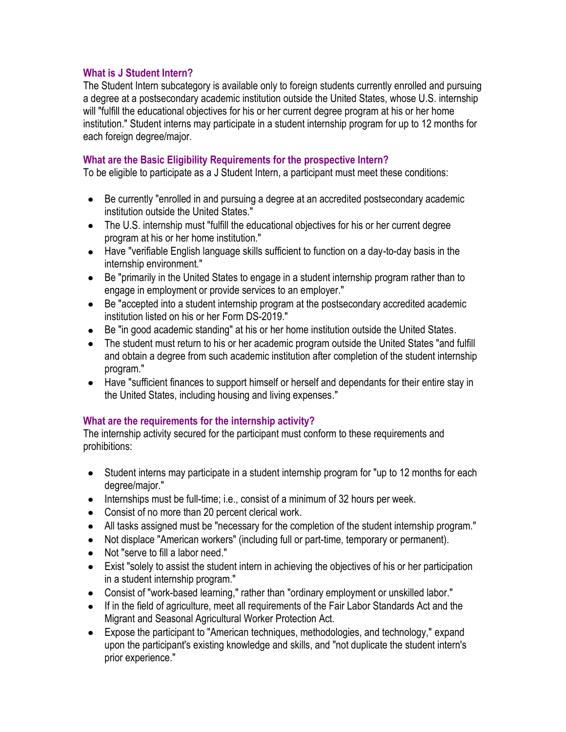### What is J Student Intern?

The Student Intern subcategory is available only to foreign students currently enrolled and pursuing a degree at a postsecondary academic institution outside the United States, whose U.S. internship will "fulfill the educational objectives for his or her current degree program at his or her home institution." Student interns may participate in a student internship program for up to 12 months for each foreign degree/major.

### What are the Basic Eligibility Requirements for the prospective Intern?

To be eligible to participate as a J Student Intern, a participant must meet these conditions:

- Be currently "enrolled in and pursuing a degree at an accredited postsecondary academic institution outside the United States."
- The U.S. internship must "fulfill the educational objectives for his or her current degree program at his or her home institution."
- Have "verifiable English language skills sufficient to function on a day-to-day basis in the internship environment."
- Be "primarily in the United States to engage in a student internship program rather than to engage in employment or provide services to an employer."
- Be "accepted into a student internship program at the postsecondary accredited academic institution listed on his or her Form DS-2019."
- Be "in good academic standing" at his or her home institution outside the United States.
- The student must return to his or her academic program outside the United States "and fulfill and obtain a degree from such academic institution after completion of the student internship program."
- Have "sufficient finances to support himself or herself and dependants for their entire stay in the United States, including housing and living expenses."

### What are the requirements for the internship activity?

The internship activity secured for the participant must conform to these requirements and prohibitions:

- Student interns may participate in a student internship program for "up to 12 months for each degree/major."
- Internships must be full-time; i.e., consist of a minimum of 32 hours per week.
- Consist of no more than 20 percent clerical work.
- All tasks assigned must be "necessary for the completion of the student internship program."
- Not displace "American workers" (including full or part-time, temporary or permanent).
- Not "serve to fill a labor need."
- Exist "solely to assist the student intern in achieving the objectives of his or her participation in a student internship program."
- Consist of "work-based learning," rather than "ordinary employment or unskilled labor."
- If in the field of agriculture, meet all requirements of the Fair Labor Standards Act and the Migrant and Seasonal Agricultural Worker Protection Act.
- Expose the participant to "American techniques, methodologies, and technology," expand upon the participant's existing knowledge and skills, and "not duplicate the student intern's prior experience."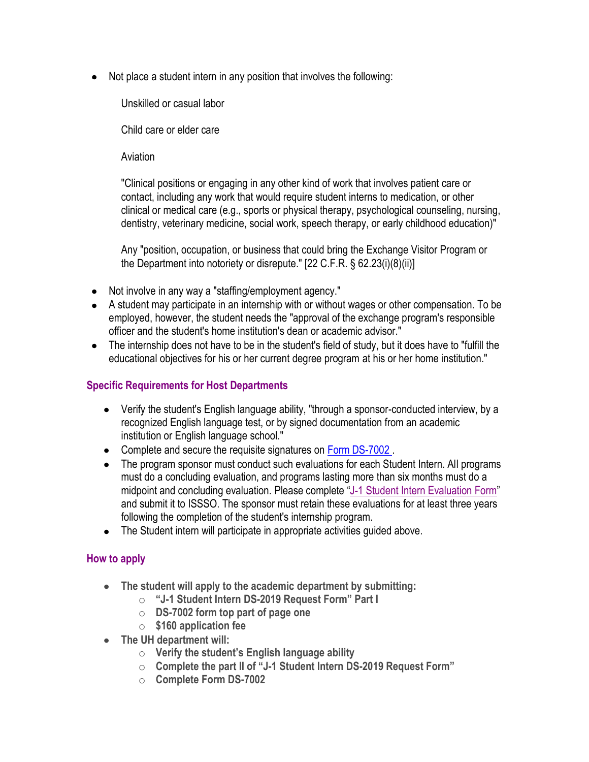- Not place a student intern in any position that involves the following:

  Unskilled or casual labor

  Child care or elder care

  Aviation

  "Clinical positions or engaging in any other kind of work that involves patient care or contact, including any work that would require student interns to medication, or other clinical or medical care (e.g., sports or physical therapy, psychological counseling, nursing, dentistry, veterinary medicine, social work, speech therapy, or early childhood education)"

  Any "position, occupation, or business that could bring the Exchange Visitor Program or the Department into notoriety or disrepute." [22 C.F.R. § 62.23(i)(8)(ii)]

- Not involve in any way a "staffing/employment agency."
- A student may participate in an internship with or without wages or other compensation. To be employed, however, the student needs the "approval of the exchange program's responsible officer and the student's home institution's dean or academic advisor."
- The internship does not have to be in the student's field of study, but it does have to "fulfill the educational objectives for his or her current degree program at his or her home institution."

### Specific Requirements for Host Departments

- Verify the student's English language ability, "through a sponsor-conducted interview, by a recognized English language test, or by signed documentation from an academic institution or English language school."
- Complete and secure the requisite signatures on Form DS-7002 .
- The program sponsor must conduct such evaluations for each Student Intern. All programs must do a concluding evaluation, and programs lasting more than six months must do a midpoint and concluding evaluation. Please complete "J-1 Student Intern Evaluation Form" and submit it to ISSSO. The sponsor must retain these evaluations for at least three years following the completion of the student's internship program.
- The Student intern will participate in appropriate activities guided above.

### How to apply

- **The student will apply to the academic department by submitting:**
  - **"J-1 Student Intern DS-2019 Request Form" Part I**
  - **DS-7002 form top part of page one**
  - **$160 application fee**
- **The UH department will:**
  - **Verify the student's English language ability**
  - **Complete the part II of "J-1 Student Intern DS-2019 Request Form"**
  - **Complete Form DS-7002**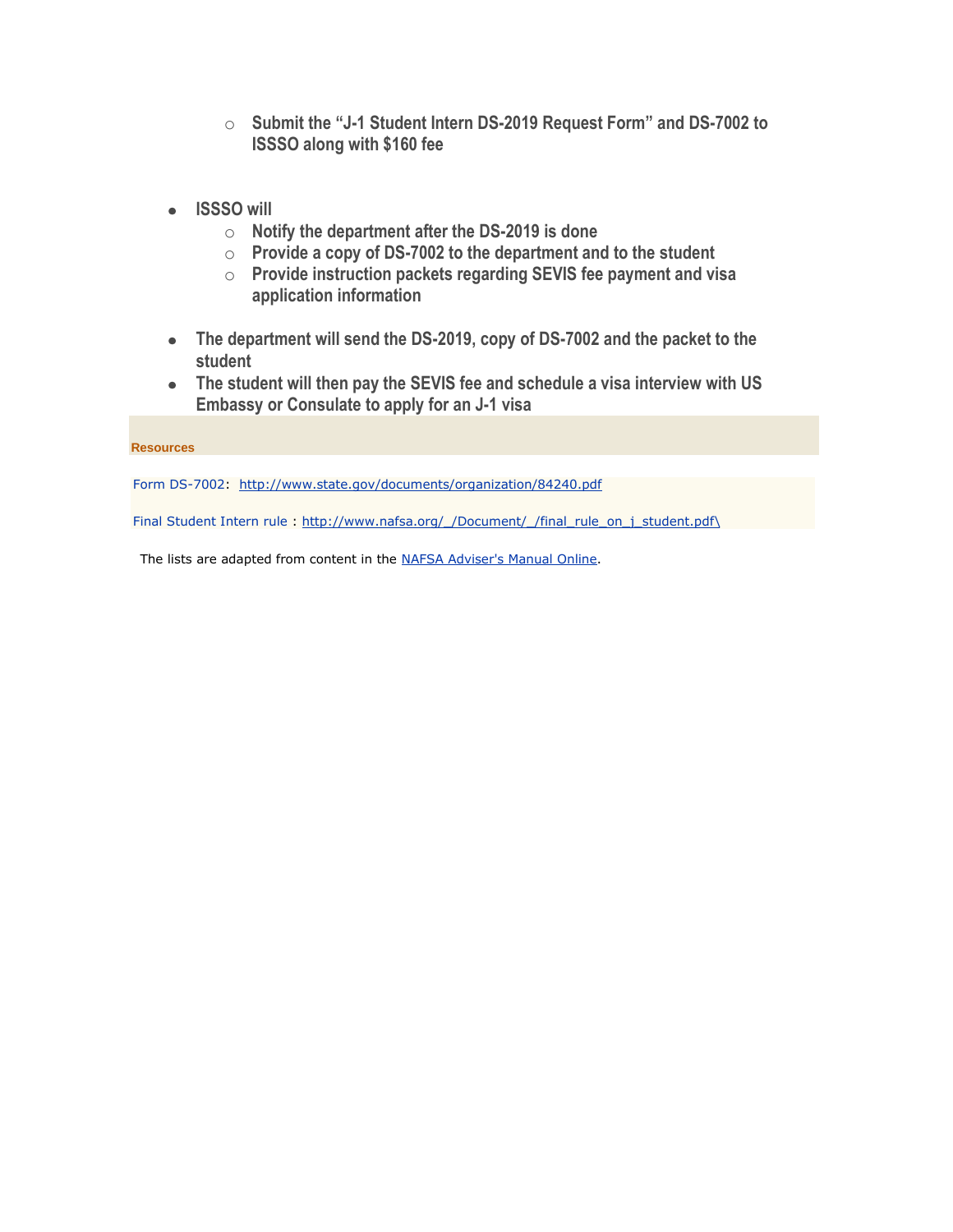- **Submit the "J-1 Student Intern DS-2019 Request Form" and DS-7002 to ISSSO along with $160 fee**

- **ISSSO will**
  - **Notify the department after the DS-2019 is done**
  - **Provide a copy of DS-7002 to the department and to the student**
  - **Provide instruction packets regarding SEVIS fee payment and visa application information**

- **The department will send the DS-2019, copy of DS-7002 and the packet to the student**
- **The student will then pay the SEVIS fee and schedule a visa interview with US Embassy or Consulate to apply for an J-1 visa**

**Resources**

Form DS-7002: http://www.state.gov/documents/organization/84240.pdf

Final Student Intern rule : http://www.nafsa.org/_/Document/_/final_rule_on_j_student.pdf\

The lists are adapted from content in the NAFSA Adviser's Manual Online.